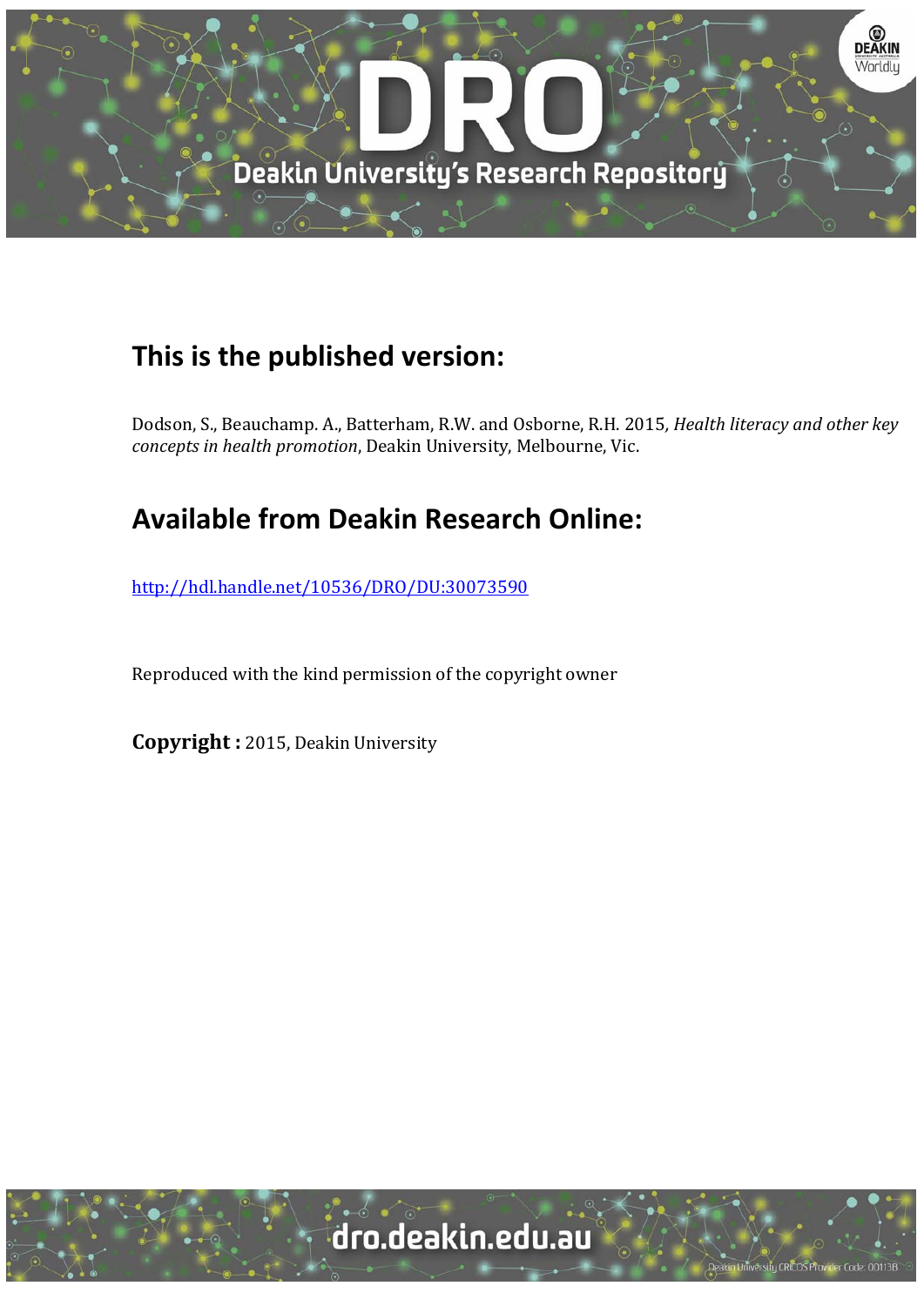## This is the published version:

Dodson, S., Beauchamp. A., Batterham, R.W. and Osborne, R.H. 2015, *Health literacy and other key concepts in health promotion*, Deakin University, Melbourne, Vic.

## Available from Deakin Research Online:

http://hdl.handle.net/10536/DRO/DU:30073590

Reproduced with the kind permission of the copyright owner

**Copyright :** 2015, Deakin University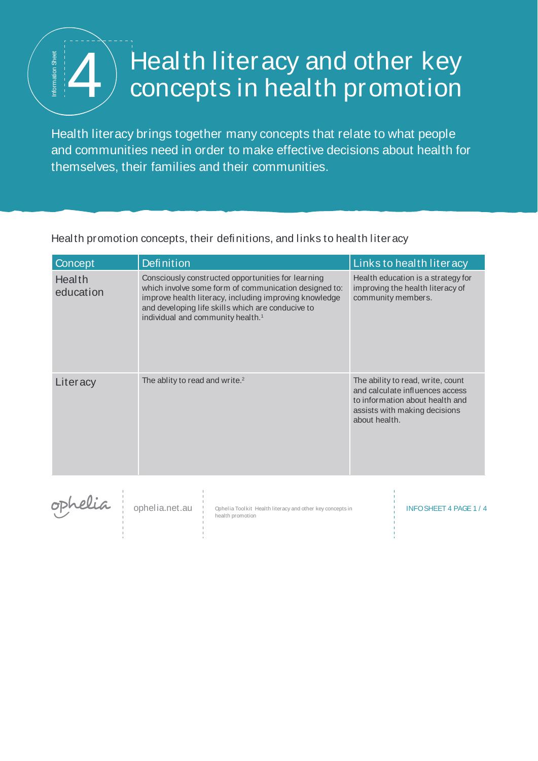# Health literacy and other key concepts in health promotion

Health literacy brings together many concepts that relate to what people and communities need in order to make effective decisions about health for themselves, their families and their communities.

Health promotion concepts, their definitions, and links to health literacy

| Concept | Definition | Links to health literacy |
|---|---|---|
| Health education | Consciously constructed opportunities for learning which involve some form of communication designed to: improve health literacy, including improving knowledge and developing life skills which are conducive to individual and community health.[1] | Health education is a strategy for improving the health literacy of community members. |
| Literacy | The ablity to read and write.[2] | The ability to read, write, count and calculate influences access to information about health and assists with making decisions about health. |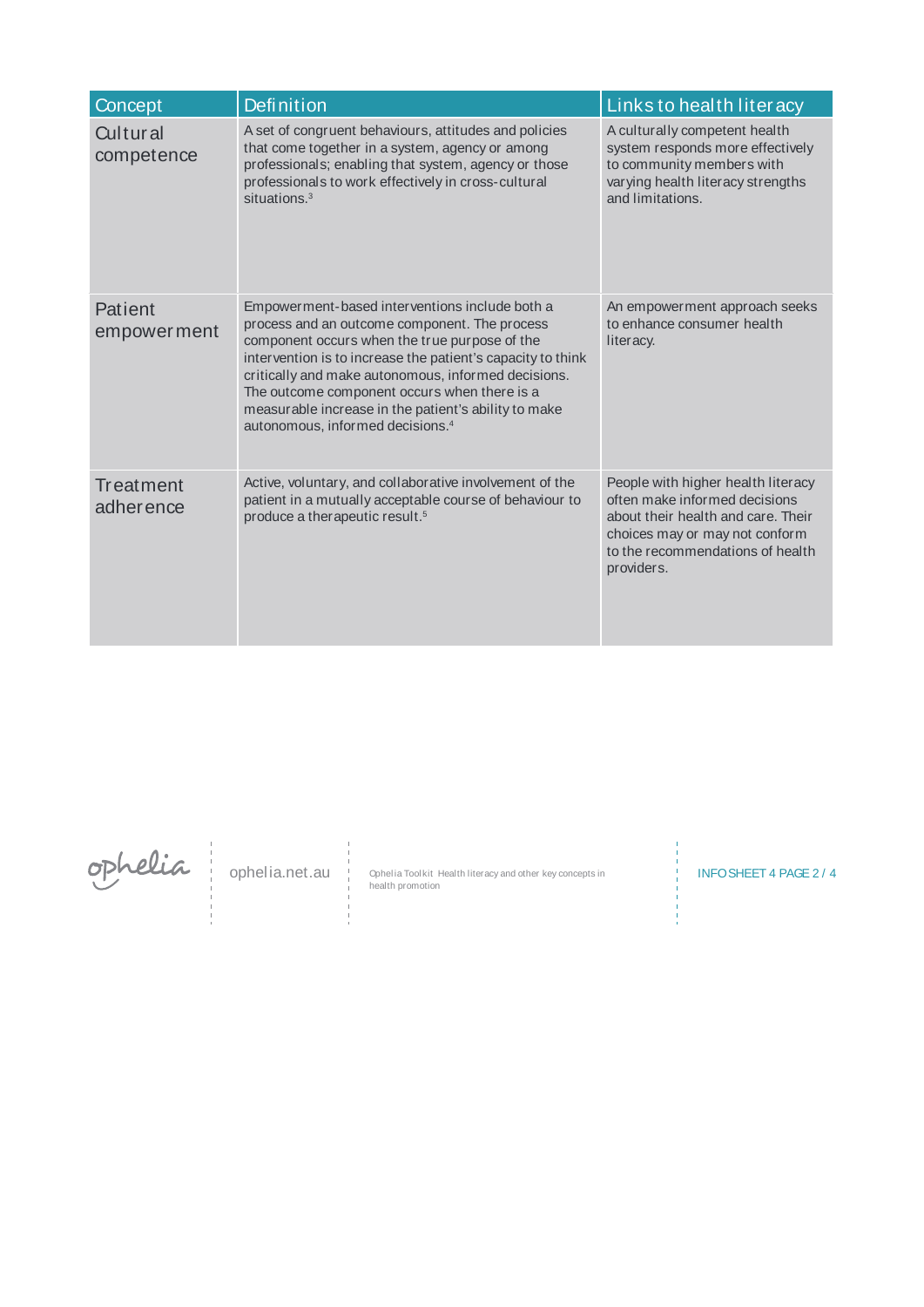| Concept | Definition | Links to health literacy |
|---|---|---|
| Cultural competence | A set of congruent behaviours, attitudes and policies that come together in a system, agency or among professionals; enabling that system, agency or those professionals to work effectively in cross-cultural situations.[3] | A culturally competent health system responds more effectively to community members with varying health literacy strengths and limitations. |
| Patient empowerment | Empowerment-based interventions include both a process and an outcome component. The process component occurs when the true purpose of the intervention is to increase the patient's capacity to think critically and make autonomous, informed decisions. The outcome component occurs when there is a measurable increase in the patient's ability to make autonomous, informed decisions.[4] | An empowerment approach seeks to enhance consumer health literacy. |
| Treatment adherence | Active, voluntary, and collaborative involvement of the patient in a mutually acceptable course of behaviour to produce a therapeutic result.[5] | People with higher health literacy often make informed decisions about their health and care. Their choices may or may not conform to the recommendations of health providers. |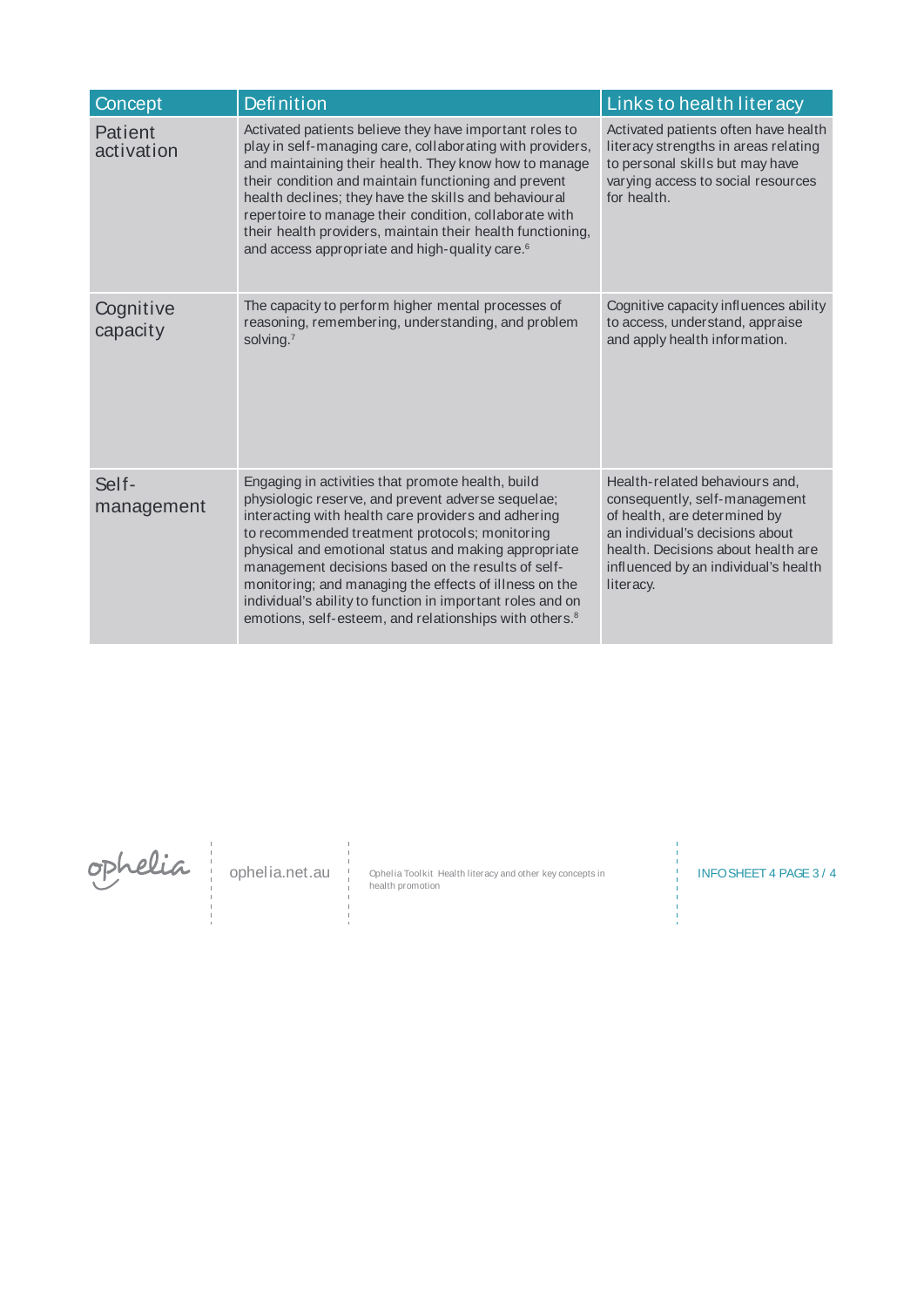| Concept | Definition | Links to health literacy |
| --- | --- | --- |
| Patient activation | Activated patients believe they have important roles to play in self-managing care, collaborating with providers, and maintaining their health. They know how to manage their condition and maintain functioning and prevent health declines; they have the skills and behavioural repertoire to manage their condition, collaborate with their health providers, maintain their health functioning, and access appropriate and high-quality care.[6] | Activated patients often have health literacy strengths in areas relating to personal skills but may have varying access to social resources for health. |
| Cognitive capacity | The capacity to perform higher mental processes of reasoning, remembering, understanding, and problem solving.[7] | Cognitive capacity influences ability to access, understand, appraise and apply health information. |
| Self-management | Engaging in activities that promote health, build physiologic reserve, and prevent adverse sequelae; interacting with health care providers and adhering to recommended treatment protocols; monitoring physical and emotional status and making appropriate management decisions based on the results of self-monitoring; and managing the effects of illness on the individual's ability to function in important roles and on emotions, self-esteem, and relationships with others.[8] | Health-related behaviours and, consequently, self-management of health, are determined by an individual's decisions about health. Decisions about health are influenced by an individual's health literacy. |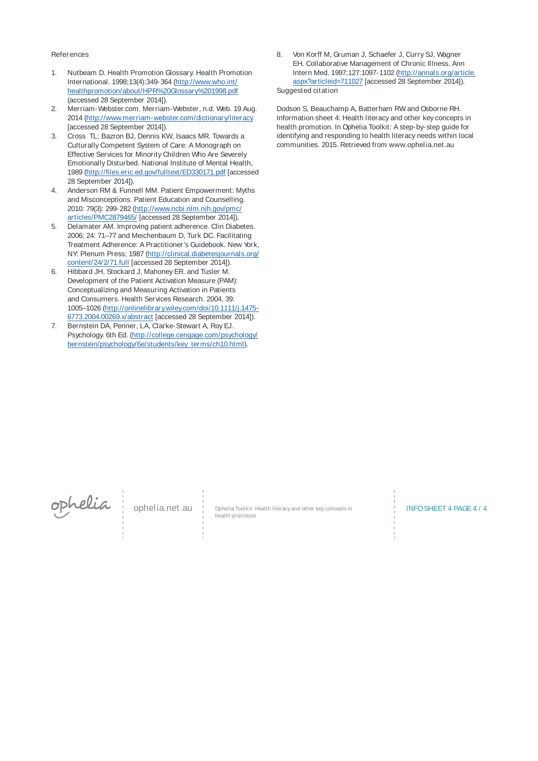References

1. Nutbeam D. Health Promotion Glossary. Health Promotion International. 1998;13(4):349-364 (http://www.who.int/healthpromotion/about/HPR%20Glossary%201998.pdf (accessed 28 September 2014]).
2. Merriam-Webster.com. Merriam-Webster, n.d. Web. 19 Aug. 2014 (http://www.merriam-webster.com/dictionary/literacy [accessed 28 September 2014]).
3. Cross TL; Bazron BJ, Dennis KW, Isaacs MR. Towards a Culturally Competent System of Care: A Monograph on Effective Services for Minority Children Who Are Severely Emotionally Disturbed. National Institute of Mental Health, 1989 (http://files.eric.ed.gov/fulltext/ED330171.pdf [accessed 28 September 2014]).
4. Anderson RM & Funnell MM. Patient Empowerment: Myths and Misconceptions. Patient Education and Counselling. 2010: 79(3): 299-282 (http://www.ncbi.nlm.nih.gov/pmc/articles/PMC2879465/ [accessed 28 September 2014]).
5. Delamater AM. Improving patient adherence. Clin Diabetes. 2006; 24: 71–77 and Meichenbaum D, Turk DC. Facilitating Treatment Adherence: A Practitioner's Guidebook. New York, NY: Plenum Press; 1987 (http://clinical.diabetesjournals.org/content/24/2/71.full [accessed 28 September 2014]).
6. Hibbard JH, Stockard J, Mahoney ER. and Tusler M. Development of the Patient Activation Measure (PAM): Conceptualizing and Measuring Activation in Patients and Consumers. Health Services Research. 2004, 39: 1005–1026 (http://onlinelibrary.wiley.com/doi/10.1111/j.1475-6773.2004.00269.x/abstract [accessed 28 September 2014]).
7. Bernstein DA, Penner, LA, Clarke-Stewart A, Roy EJ. Psychology. 6th Ed. (http://college.cengage.com/psychology/bernstein/psychology/6e/students/key_terms/ch10.html).
8. Von Korff M, Gruman J, Schaefer J, Curry SJ, Wagner EH. Collaborative Management of Chronic Illness. Ann Intern Med. 1997;127:1097-1102 (http://annals.org/article.aspx?articleid=711027 [accessed 28 September 2014]).

Suggested citation

Dodson S, Beauchamp A, Batterham RW and Osborne RH. Information sheet 4: Health literacy and other key concepts in health promotion. In Ophelia Toolkit: A step-by-step guide for identifying and responding to health literacy needs within local communities. 2015. Retrieved from www.ophelia.net.au